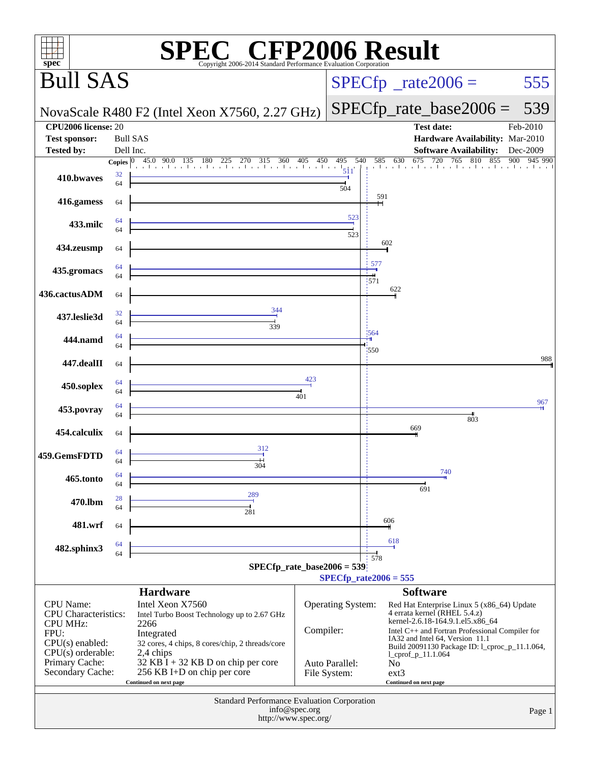# SPEC® CFP2006 Result

Copyright 2006-2014 Standard Performance Evaluation Corporation

## Bull SAS

NovaScale R480 F2 (Intel Xeon X7560, 2.27 GHz)

SPECfp_rate2006 = 555

SPECfp_rate_base2006 = 539

| | | | |
|---|---|---|---|
| **CPU2006 license:** | 20 | **Test date:** | Feb-2010 |
| **Test sponsor:** | Bull SAS | **Hardware Availability:** | Mar-2010 |
| **Tested by:** | Dell Inc. | **Software Availability:** | Dec-2009 |

| Benchmark | Copies (peak) | Peak | Copies (base) | Base |
|---|---|---|---|---|
| 410.bwaves | 32 | 511 | 64 | 504 |
| 416.gamess | | | 64 | 591 |
| 433.milc | 64 | 523 | 64 | 523 |
| 434.zeusmp | | | 64 | 602 |
| 435.gromacs | 64 | 577 | 64 | 571 |
| 436.cactusADM | | | 64 | 622 |
| 437.leslie3d | 32 | 344 | 64 | 339 |
| 444.namd | 64 | 564 | 64 | 550 |
| 447.dealII | | | 64 | 988 |
| 450.soplex | 64 | 423 | 64 | 401 |
| 453.povray | 64 | 967 | 64 | 803 |
| 454.calculix | | | 64 | 669 |
| 459.GemsFDTD | 64 | 312 | 64 | 304 |
| 465.tonto | 64 | 740 | 64 | 691 |
| 470.lbm | 28 | 289 | 64 | 281 |
| 481.wrf | | | 64 | 606 |
| 482.sphinx3 | 64 | 618 | 64 | 578 |

SPECfp_rate_base2006 = 539

SPECfp_rate2006 = 555

### Hardware

| | |
|---|---|
| CPU Name: | Intel Xeon X7560 |
| CPU Characteristics: | Intel Turbo Boost Technology up to 2.67 GHz |
| CPU MHz: | 2266 |
| FPU: | Integrated |
| CPU(s) enabled: | 32 cores, 4 chips, 8 cores/chip, 2 threads/core |
| CPU(s) orderable: | 2,4 chips |
| Primary Cache: | 32 KB I + 32 KB D on chip per core |
| Secondary Cache: | 256 KB I+D on chip per core |

Continued on next page

### Software

| | |
|---|---|
| Operating System: | Red Hat Enterprise Linux 5 (x86_64) Update 4 errata kernel (RHEL 5.4.z) kernel-2.6.18-164.9.1.el5.x86_64 |
| Compiler: | Intel C++ and Fortran Professional Compiler for IA32 and Intel 64, Version 11.1 Build 20091130 Package ID: l_cproc_p_11.1.064, l_cprof_p_11.1.064 |
| Auto Parallel: | No |
| File System: | ext3 |

Continued on next page

Standard Performance Evaluation Corporation
info@spec.org
http://www.spec.org/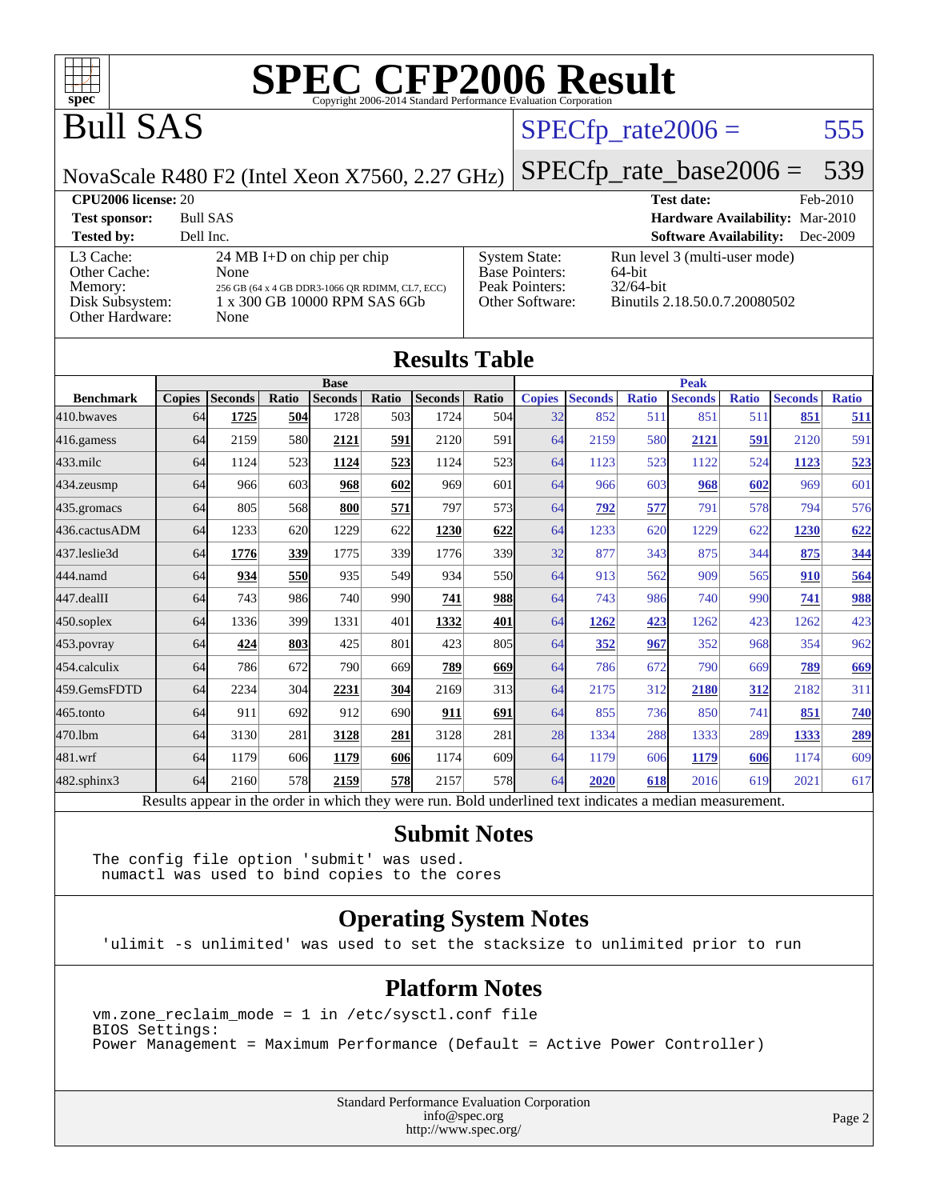# SPEC CFP2006 Result

Copyright 2006-2014 Standard Performance Evaluation Corporation

# Bull SAS

NovaScale R480 F2 (Intel Xeon X7560, 2.27 GHz)

SPECfp_rate2006 = 555

SPECfp_rate_base2006 = 539

| | | | |
|---|---|---|---|
| **CPU2006 license:** 20 | | **Test date:** | Feb-2010 |
| **Test sponsor:** | Bull SAS | **Hardware Availability:** | Mar-2010 |
| **Tested by:** | Dell Inc. | **Software Availability:** | Dec-2009 |

| | | | |
|---|---|---|---|
| L3 Cache: | 24 MB I+D on chip per chip | System State: | Run level 3 (multi-user mode) |
| Other Cache: | None | Base Pointers: | 64-bit |
| Memory: | 256 GB (64 x 4 GB DDR3-1066 QR RDIMM, CL7, ECC) | Peak Pointers: | 32/64-bit |
| Disk Subsystem: | 1 x 300 GB 10000 RPM SAS 6Gb | Other Software: | Binutils 2.18.50.0.7.20080502 |
| Other Hardware: | None | | |

## Results Table

| Benchmark | Base | | | | | | | Peak | | | | | | |
|---|---|---|---|---|---|---|---|---|---|---|---|---|---|---|
| | Copies | Seconds | Ratio | Seconds | Ratio | Seconds | Ratio | Copies | Seconds | Ratio | Seconds | Ratio | Seconds | Ratio |
| 410.bwaves | 64 | **1725** | **504** | 1728 | 503 | 1724 | 504 | 32 | 852 | 511 | 851 | 511 | **851** | **511** |
| 416.gamess | 64 | 2159 | 580 | **2121** | **591** | 2120 | 591 | 64 | 2159 | 580 | **2121** | **591** | 2120 | 591 |
| 433.milc | 64 | 1124 | 523 | **1124** | **523** | 1124 | 523 | 64 | 1123 | 523 | 1122 | 524 | **1123** | **523** |
| 434.zeusmp | 64 | 966 | 603 | **968** | **602** | 969 | 601 | 64 | 966 | 603 | **968** | **602** | 969 | 601 |
| 435.gromacs | 64 | 805 | 568 | **800** | **571** | 797 | 573 | 64 | **792** | **577** | 791 | 578 | 794 | 576 |
| 436.cactusADM | 64 | 1233 | 620 | 1229 | 622 | **1230** | **622** | 64 | 1233 | 620 | 1229 | 622 | **1230** | **622** |
| 437.leslie3d | 64 | **1776** | **339** | 1775 | 339 | 1776 | 339 | 32 | 877 | 343 | 875 | 344 | **875** | **344** |
| 444.namd | 64 | **934** | **550** | 935 | 549 | 934 | 550 | 64 | 913 | 562 | 909 | 565 | **910** | **564** |
| 447.dealII | 64 | 743 | 986 | 740 | 990 | **741** | **988** | 64 | 743 | 986 | 740 | 990 | **741** | **988** |
| 450.soplex | 64 | 1336 | 399 | 1331 | 401 | **1332** | **401** | 64 | **1262** | **423** | 1262 | 423 | 1262 | 423 |
| 453.povray | 64 | **424** | **803** | 425 | 801 | 423 | 805 | 64 | **352** | **967** | 352 | 968 | 354 | 962 |
| 454.calculix | 64 | 786 | 672 | 790 | 669 | **789** | **669** | 64 | 786 | 672 | 790 | 669 | **789** | **669** |
| 459.GemsFDTD | 64 | 2234 | 304 | **2231** | **304** | 2169 | 313 | 64 | 2175 | 312 | **2180** | **312** | 2182 | 311 |
| 465.tonto | 64 | 911 | 692 | 912 | 690 | **911** | **691** | 64 | 855 | 736 | 850 | 741 | **851** | **740** |
| 470.lbm | 64 | 3130 | 281 | **3128** | **281** | 3128 | 281 | 28 | 1334 | 288 | 1333 | 289 | **1333** | **289** |
| 481.wrf | 64 | 1179 | 606 | **1179** | **606** | 1174 | 609 | 64 | 1179 | 606 | **1179** | **606** | 1174 | 609 |
| 482.sphinx3 | 64 | 2160 | 578 | **2159** | **578** | 2157 | 578 | 64 | **2020** | **618** | 2016 | 619 | 2021 | 617 |

Results appear in the order in which they were run. Bold underlined text indicates a median measurement.

## Submit Notes

```
The config file option 'submit' was used.
 numactl was used to bind copies to the cores
```

## Operating System Notes

```
'ulimit -s unlimited' was used to set the stacksize to unlimited prior to run
```

## Platform Notes

```
vm.zone_reclaim_mode = 1 in /etc/sysctl.conf file
BIOS Settings:
Power Management = Maximum Performance (Default = Active Power Controller)
```

Standard Performance Evaluation Corporation
info@spec.org
http://www.spec.org/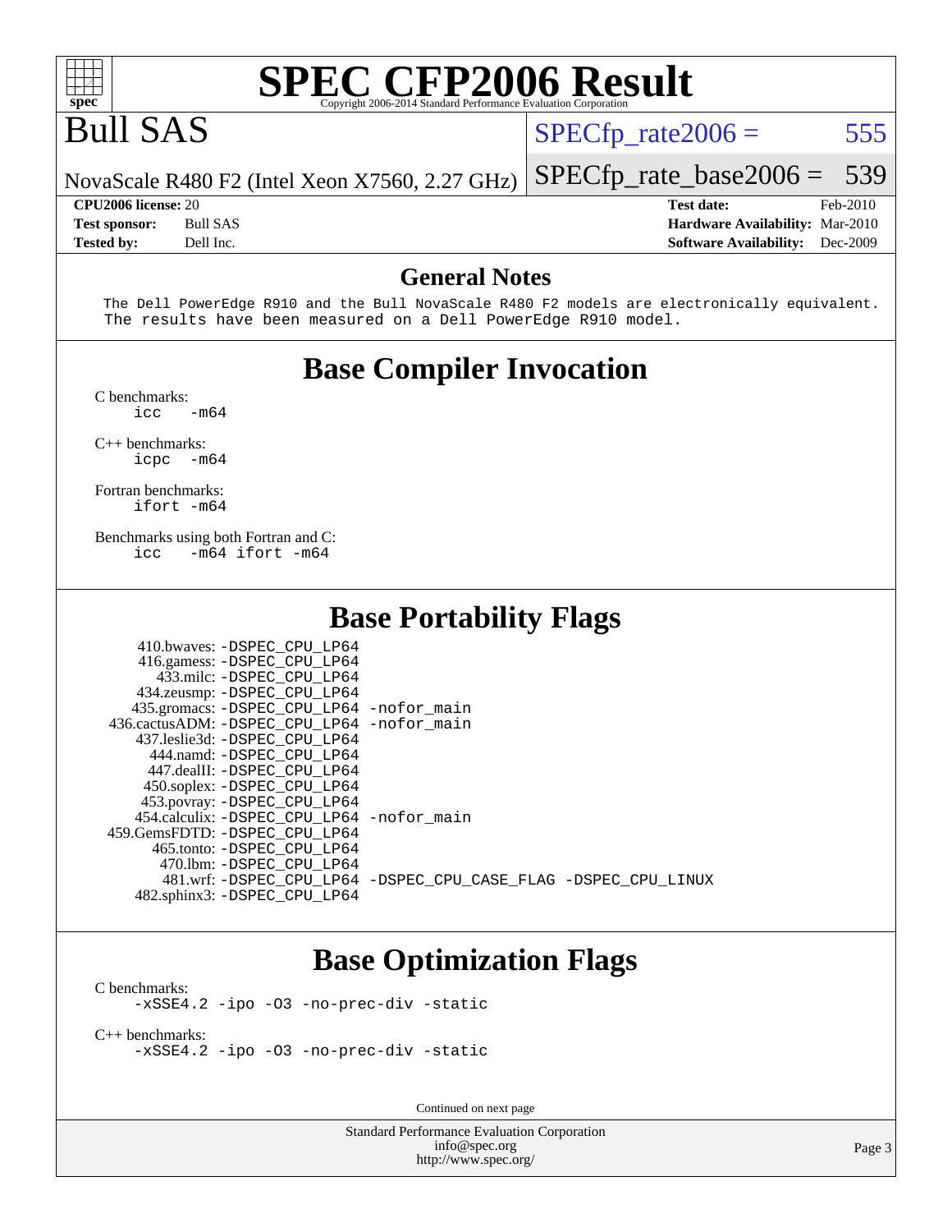# SPEC CFP2006 Result

Copyright 2006-2014 Standard Performance Evaluation Corporation

# Bull SAS

NovaScale R480 F2 (Intel Xeon X7560, 2.27 GHz)

SPECfp_rate2006 = 555

SPECfp_rate_base2006 = 539

**CPU2006 license:** 20
**Test sponsor:** Bull SAS
**Tested by:** Dell Inc.

**Test date:** Feb-2010
**Hardware Availability:** Mar-2010
**Software Availability:** Dec-2009

## General Notes

```
The Dell PowerEdge R910 and the Bull NovaScale R480 F2 models are electronically equivalent.
The results have been measured on a Dell PowerEdge R910 model.
```

## Base Compiler Invocation

C benchmarks:
```
icc  -m64
```

C++ benchmarks:
```
icpc  -m64
```

Fortran benchmarks:
```
ifort -m64
```

Benchmarks using both Fortran and C:
```
icc  -m64 ifort -m64
```

## Base Portability Flags

```
   410.bwaves: -DSPEC_CPU_LP64
   416.gamess: -DSPEC_CPU_LP64
     433.milc: -DSPEC_CPU_LP64
   434.zeusmp: -DSPEC_CPU_LP64
  435.gromacs: -DSPEC_CPU_LP64 -nofor_main
436.cactusADM: -DSPEC_CPU_LP64 -nofor_main
  437.leslie3d: -DSPEC_CPU_LP64
     444.namd: -DSPEC_CPU_LP64
   447.dealII: -DSPEC_CPU_LP64
   450.soplex: -DSPEC_CPU_LP64
   453.povray: -DSPEC_CPU_LP64
 454.calculix: -DSPEC_CPU_LP64 -nofor_main
459.GemsFDTD: -DSPEC_CPU_LP64
    465.tonto: -DSPEC_CPU_LP64
      470.lbm: -DSPEC_CPU_LP64
      481.wrf: -DSPEC_CPU_LP64 -DSPEC_CPU_CASE_FLAG -DSPEC_CPU_LINUX
  482.sphinx3: -DSPEC_CPU_LP64
```

## Base Optimization Flags

C benchmarks:
```
-xSSE4.2 -ipo -O3 -no-prec-div -static
```

C++ benchmarks:
```
-xSSE4.2 -ipo -O3 -no-prec-div -static
```

Continued on next page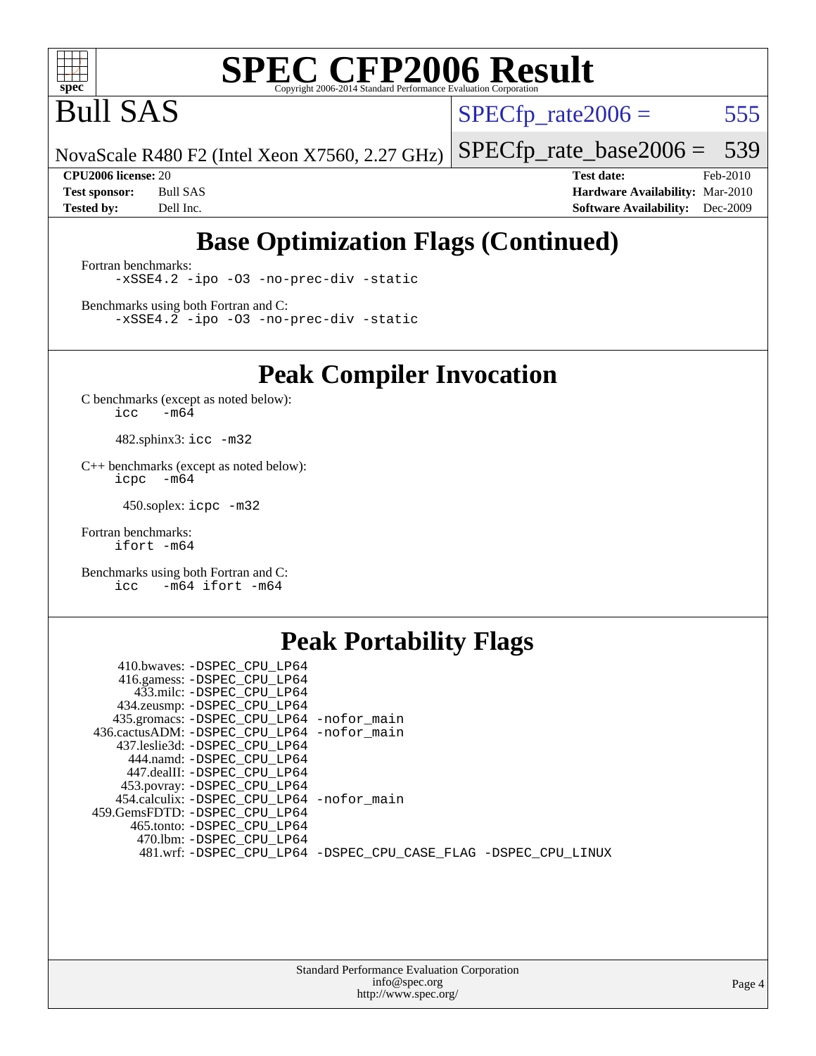# SPEC CFP2006 Result

Copyright 2006-2014 Standard Performance Evaluation Corporation

# Bull SAS

NovaScale R480 F2 (Intel Xeon X7560, 2.27 GHz)

SPECfp_rate2006 = 555

SPECfp_rate_base2006 = 539

| | | | |
|---|---|---|---|
| **CPU2006 license:** | 20 | **Test date:** | Feb-2010 |
| **Test sponsor:** | Bull SAS | **Hardware Availability:** | Mar-2010 |
| **Tested by:** | Dell Inc. | **Software Availability:** | Dec-2009 |

## Base Optimization Flags (Continued)

Fortran benchmarks:

```
-xSSE4.2 -ipo -O3 -no-prec-div -static
```

Benchmarks using both Fortran and C:

```
-xSSE4.2 -ipo -O3 -no-prec-div -static
```

## Peak Compiler Invocation

C benchmarks (except as noted below):

```
icc -m64
```

482.sphinx3: `icc -m32`

C++ benchmarks (except as noted below):

```
icpc -m64
```

450.soplex: `icpc -m32`

Fortran benchmarks:

```
ifort -m64
```

Benchmarks using both Fortran and C:

```
icc -m64 ifort -m64
```

## Peak Portability Flags

```
     410.bwaves: -DSPEC_CPU_LP64
     416.gamess: -DSPEC_CPU_LP64
       433.milc: -DSPEC_CPU_LP64
     434.zeusmp: -DSPEC_CPU_LP64
    435.gromacs: -DSPEC_CPU_LP64 -nofor_main
 436.cactusADM: -DSPEC_CPU_LP64 -nofor_main
    437.leslie3d: -DSPEC_CPU_LP64
       444.namd: -DSPEC_CPU_LP64
      447.dealII: -DSPEC_CPU_LP64
     453.povray: -DSPEC_CPU_LP64
   454.calculix: -DSPEC_CPU_LP64 -nofor_main
 459.GemsFDTD: -DSPEC_CPU_LP64
      465.tonto: -DSPEC_CPU_LP64
        470.lbm: -DSPEC_CPU_LP64
        481.wrf: -DSPEC_CPU_LP64 -DSPEC_CPU_CASE_FLAG -DSPEC_CPU_LINUX
```

Standard Performance Evaluation Corporation
info@spec.org
http://www.spec.org/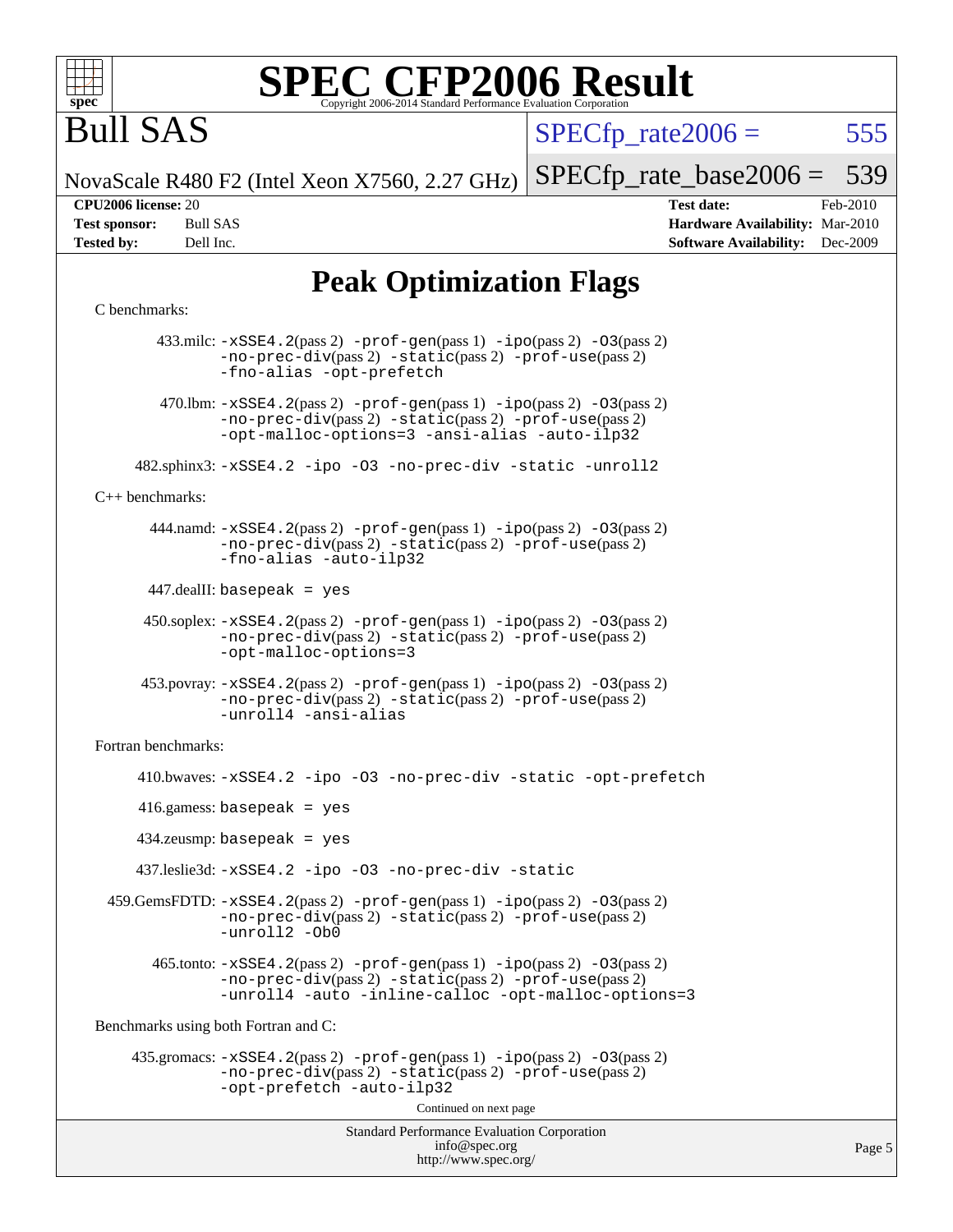# SPEC CFP2006 Result

Copyright 2006-2014 Standard Performance Evaluation Corporation

# Bull SAS

NovaScale R480 F2 (Intel Xeon X7560, 2.27 GHz)

SPECfp_rate2006 = 555

SPECfp_rate_base2006 = 539

**CPU2006 license:** 20
**Test sponsor:** Bull SAS
**Tested by:** Dell Inc.

**Test date:** Feb-2010
**Hardware Availability:** Mar-2010
**Software Availability:** Dec-2009

## Peak Optimization Flags

C benchmarks:

433.milc: `-xSSE4.2`(pass 2) `-prof-gen`(pass 1) `-ipo`(pass 2) `-O3`(pass 2) `-no-prec-div`(pass 2) `-static`(pass 2) `-prof-use`(pass 2) `-fno-alias` `-opt-prefetch`

470.lbm: `-xSSE4.2`(pass 2) `-prof-gen`(pass 1) `-ipo`(pass 2) `-O3`(pass 2) `-no-prec-div`(pass 2) `-static`(pass 2) `-prof-use`(pass 2) `-opt-malloc-options=3` `-ansi-alias` `-auto-ilp32`

482.sphinx3: `-xSSE4.2` `-ipo` `-O3` `-no-prec-div` `-static` `-unroll2`

C++ benchmarks:

444.namd: `-xSSE4.2`(pass 2) `-prof-gen`(pass 1) `-ipo`(pass 2) `-O3`(pass 2) `-no-prec-div`(pass 2) `-static`(pass 2) `-prof-use`(pass 2) `-fno-alias` `-auto-ilp32`

447.dealII: `basepeak = yes`

450.soplex: `-xSSE4.2`(pass 2) `-prof-gen`(pass 1) `-ipo`(pass 2) `-O3`(pass 2) `-no-prec-div`(pass 2) `-static`(pass 2) `-prof-use`(pass 2) `-opt-malloc-options=3`

453.povray: `-xSSE4.2`(pass 2) `-prof-gen`(pass 1) `-ipo`(pass 2) `-O3`(pass 2) `-no-prec-div`(pass 2) `-static`(pass 2) `-prof-use`(pass 2) `-unroll4` `-ansi-alias`

Fortran benchmarks:

410.bwaves: `-xSSE4.2` `-ipo` `-O3` `-no-prec-div` `-static` `-opt-prefetch`

416.gamess: `basepeak = yes`

434.zeusmp: `basepeak = yes`

437.leslie3d: `-xSSE4.2` `-ipo` `-O3` `-no-prec-div` `-static`

459.GemsFDTD: `-xSSE4.2`(pass 2) `-prof-gen`(pass 1) `-ipo`(pass 2) `-O3`(pass 2) `-no-prec-div`(pass 2) `-static`(pass 2) `-prof-use`(pass 2) `-unroll2` `-Ob0`

465.tonto: `-xSSE4.2`(pass 2) `-prof-gen`(pass 1) `-ipo`(pass 2) `-O3`(pass 2) `-no-prec-div`(pass 2) `-static`(pass 2) `-prof-use`(pass 2) `-unroll4` `-auto` `-inline-calloc` `-opt-malloc-options=3`

Benchmarks using both Fortran and C:

435.gromacs: `-xSSE4.2`(pass 2) `-prof-gen`(pass 1) `-ipo`(pass 2) `-O3`(pass 2) `-no-prec-div`(pass 2) `-static`(pass 2) `-prof-use`(pass 2) `-opt-prefetch` `-auto-ilp32`

Continued on next page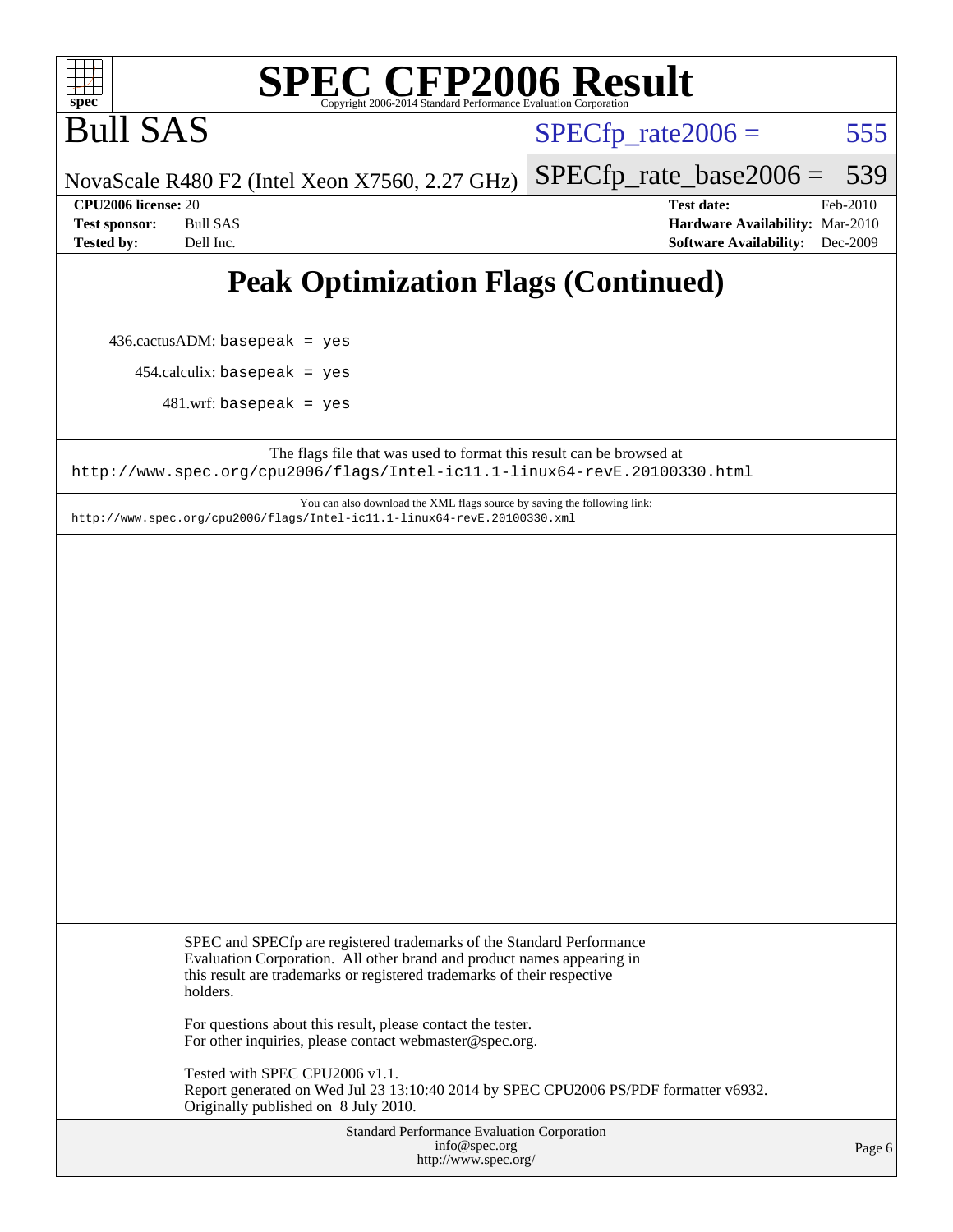# Bull SAS

NovaScale R480 F2 (Intel Xeon X7560, 2.27 GHz)

SPECfp_rate2006 = 555

SPECfp_rate_base2006 = 539

**CPU2006 license:** 20
**Test sponsor:** Bull SAS
**Tested by:** Dell Inc.

**Test date:** Feb-2010
**Hardware Availability:** Mar-2010
**Software Availability:** Dec-2009

## Peak Optimization Flags (Continued)

436.cactusADM: basepeak = yes

454.calculix: basepeak = yes

481.wrf: basepeak = yes

The flags file that was used to format this result can be browsed at
http://www.spec.org/cpu2006/flags/Intel-ic11.1-linux64-revE.20100330.html

You can also download the XML flags source by saving the following link:
http://www.spec.org/cpu2006/flags/Intel-ic11.1-linux64-revE.20100330.xml

SPEC and SPECfp are registered trademarks of the Standard Performance Evaluation Corporation. All other brand and product names appearing in this result are trademarks or registered trademarks of their respective holders.

For questions about this result, please contact the tester.
For other inquiries, please contact webmaster@spec.org.

Tested with SPEC CPU2006 v1.1.
Report generated on Wed Jul 23 13:10:40 2014 by SPEC CPU2006 PS/PDF formatter v6932.
Originally published on 8 July 2010.